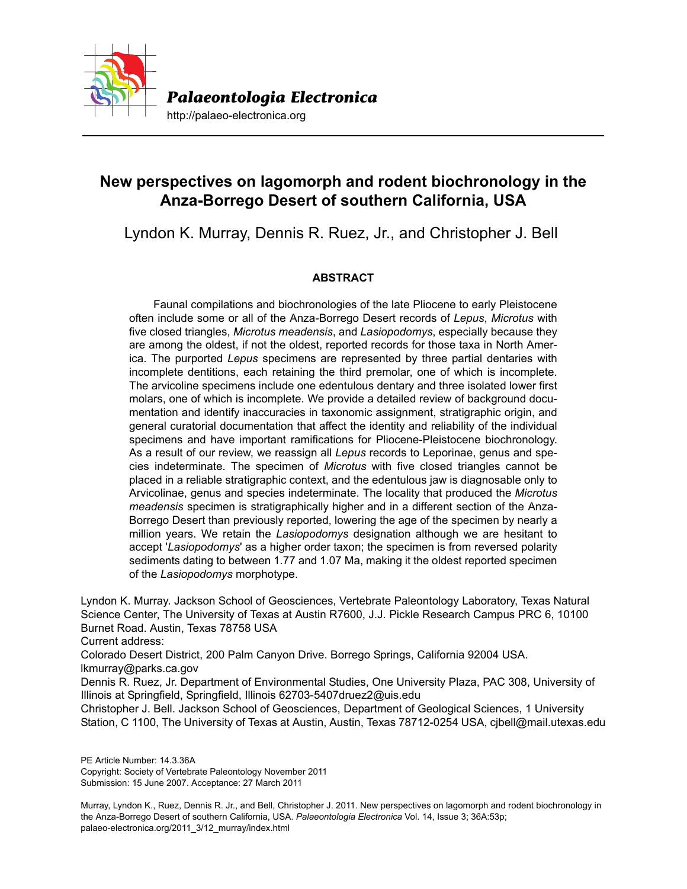Palaeontologia Electronica

http://palaeo-electronica.org

# New perspectives on lagomorph and rodent biochronology in the Anza-Borrego Desert of southern California, USA

Lyndon K. Murray, Dennis R. Ruez, Jr., and Christopher J. Bell

## ABSTRACT

Faunal compilations and biochronologies of the late Pliocene to early Pleistocene often include some or all of the Anza-Borrego Desert records of *Lepus*, *Microtus* with five closed triangles, *Microtus meadensis*, and *Lasiopodomys*, especially because they are among the oldest, if not the oldest, reported records for those taxa in North America. The purported *Lepus* specimens are represented by three partial dentaries with incomplete dentitions, each retaining the third premolar, one of which is incomplete. The arvicoline specimens include one edentulous dentary and three isolated lower first molars, one of which is incomplete. We provide a detailed review of background documentation and identify inaccuracies in taxonomic assignment, stratigraphic origin, and general curatorial documentation that affect the identity and reliability of the individual specimens and have important ramifications for Pliocene-Pleistocene biochronology. As a result of our review, we reassign all *Lepus* records to Leporinae, genus and species indeterminate. The specimen of *Microtus* with five closed triangles cannot be placed in a reliable stratigraphic context, and the edentulous jaw is diagnosable only to Arvicolinae, genus and species indeterminate. The locality that produced the *Microtus meadensis* specimen is stratigraphically higher and in a different section of the Anza-Borrego Desert than previously reported, lowering the age of the specimen by nearly a million years. We retain the *Lasiopodomys* designation although we are hesitant to accept '*Lasiopodomys*' as a higher order taxon; the specimen is from reversed polarity sediments dating to between 1.77 and 1.07 Ma, making it the oldest reported specimen of the *Lasiopodomys* morphotype.

Lyndon K. Murray. Jackson School of Geosciences, Vertebrate Paleontology Laboratory, Texas Natural Science Center, The University of Texas at Austin R7600, J.J. Pickle Research Campus PRC 6, 10100 Burnet Road. Austin, Texas 78758 USA
Current address:
Colorado Desert District, 200 Palm Canyon Drive. Borrego Springs, California 92004 USA. lkmurray@parks.ca.gov

Dennis R. Ruez, Jr. Department of Environmental Studies, One University Plaza, PAC 308, University of Illinois at Springfield, Springfield, Illinois 62703-5407druez2@uis.edu

Christopher J. Bell. Jackson School of Geosciences, Department of Geological Sciences, 1 University Station, C 1100, The University of Texas at Austin, Austin, Texas 78712-0254 USA, cjbell@mail.utexas.edu

PE Article Number: 14.3.36A
Copyright: Society of Vertebrate Paleontology November 2011
Submission: 15 June 2007. Acceptance: 27 March 2011

Murray, Lyndon K., Ruez, Dennis R. Jr., and Bell, Christopher J. 2011. New perspectives on lagomorph and rodent biochronology in the Anza-Borrego Desert of southern California, USA. *Palaeontologia Electronica* Vol. 14, Issue 3; 36A:53p; palaeo-electronica.org/2011_3/12_murray/index.html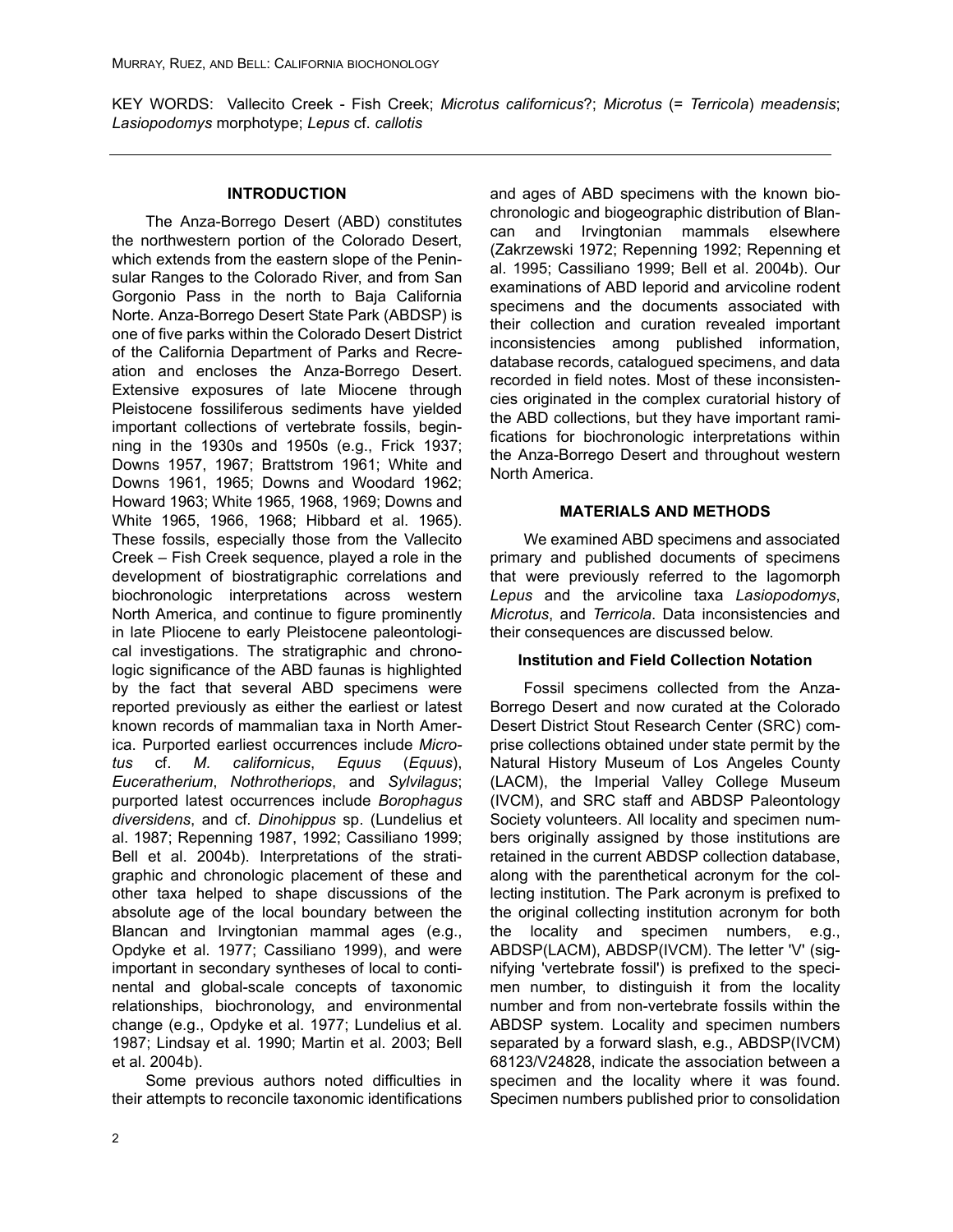KEY WORDS: Vallecito Creek - Fish Creek; *Microtus californicus*?; *Microtus* (= *Terricola*) *meadensis*; *Lasiopodomys* morphotype; *Lepus* cf. *callotis*

## INTRODUCTION

The Anza-Borrego Desert (ABD) constitutes the northwestern portion of the Colorado Desert, which extends from the eastern slope of the Peninsular Ranges to the Colorado River, and from San Gorgonio Pass in the north to Baja California Norte. Anza-Borrego Desert State Park (ABDSP) is one of five parks within the Colorado Desert District of the California Department of Parks and Recreation and encloses the Anza-Borrego Desert. Extensive exposures of late Miocene through Pleistocene fossiliferous sediments have yielded important collections of vertebrate fossils, beginning in the 1930s and 1950s (e.g., Frick 1937; Downs 1957, 1967; Brattstrom 1961; White and Downs 1961, 1965; Downs and Woodard 1962; Howard 1963; White 1965, 1968, 1969; Downs and White 1965, 1966, 1968; Hibbard et al. 1965). These fossils, especially those from the Vallecito Creek – Fish Creek sequence, played a role in the development of biostratigraphic correlations and biochronologic interpretations across western North America, and continue to figure prominently in late Pliocene to early Pleistocene paleontological investigations. The stratigraphic and chronologic significance of the ABD faunas is highlighted by the fact that several ABD specimens were reported previously as either the earliest or latest known records of mammalian taxa in North America. Purported earliest occurrences include *Microtus* cf. *M. californicus*, *Equus* (*Equus*), *Euceratherium*, *Nothrotheriops*, and *Sylvilagus*; purported latest occurrences include *Borophagus diversidens*, and cf. *Dinohippus* sp. (Lundelius et al. 1987; Repenning 1987, 1992; Cassiliano 1999; Bell et al. 2004b). Interpretations of the stratigraphic and chronologic placement of these and other taxa helped to shape discussions of the absolute age of the local boundary between the Blancan and Irvingtonian mammal ages (e.g., Opdyke et al. 1977; Cassiliano 1999), and were important in secondary syntheses of local to continental and global-scale concepts of taxonomic relationships, biochronology, and environmental change (e.g., Opdyke et al. 1977; Lundelius et al. 1987; Lindsay et al. 1990; Martin et al. 2003; Bell et al. 2004b).

Some previous authors noted difficulties in their attempts to reconcile taxonomic identifications and ages of ABD specimens with the known biochronologic and biogeographic distribution of Blancan and Irvingtonian mammals elsewhere (Zakrzewski 1972; Repenning 1992; Repenning et al. 1995; Cassiliano 1999; Bell et al. 2004b). Our examinations of ABD leporid and arvicoline rodent specimens and the documents associated with their collection and curation revealed important inconsistencies among published information, database records, catalogued specimens, and data recorded in field notes. Most of these inconsistencies originated in the complex curatorial history of the ABD collections, but they have important ramifications for biochronologic interpretations within the Anza-Borrego Desert and throughout western North America.

## MATERIALS AND METHODS

We examined ABD specimens and associated primary and published documents of specimens that were previously referred to the lagomorph *Lepus* and the arvicoline taxa *Lasiopodomys*, *Microtus*, and *Terricola*. Data inconsistencies and their consequences are discussed below.

### Institution and Field Collection Notation

Fossil specimens collected from the Anza-Borrego Desert and now curated at the Colorado Desert District Stout Research Center (SRC) comprise collections obtained under state permit by the Natural History Museum of Los Angeles County (LACM), the Imperial Valley College Museum (IVCM), and SRC staff and ABDSP Paleontology Society volunteers. All locality and specimen numbers originally assigned by those institutions are retained in the current ABDSP collection database, along with the parenthetical acronym for the collecting institution. The Park acronym is prefixed to the original collecting institution acronym for both the locality and specimen numbers, e.g., ABDSP(LACM), ABDSP(IVCM). The letter 'V' (signifying 'vertebrate fossil') is prefixed to the specimen number, to distinguish it from the locality number and from non-vertebrate fossils within the ABDSP system. Locality and specimen numbers separated by a forward slash, e.g., ABDSP(IVCM) 68123/V24828, indicate the association between a specimen and the locality where it was found. Specimen numbers published prior to consolidation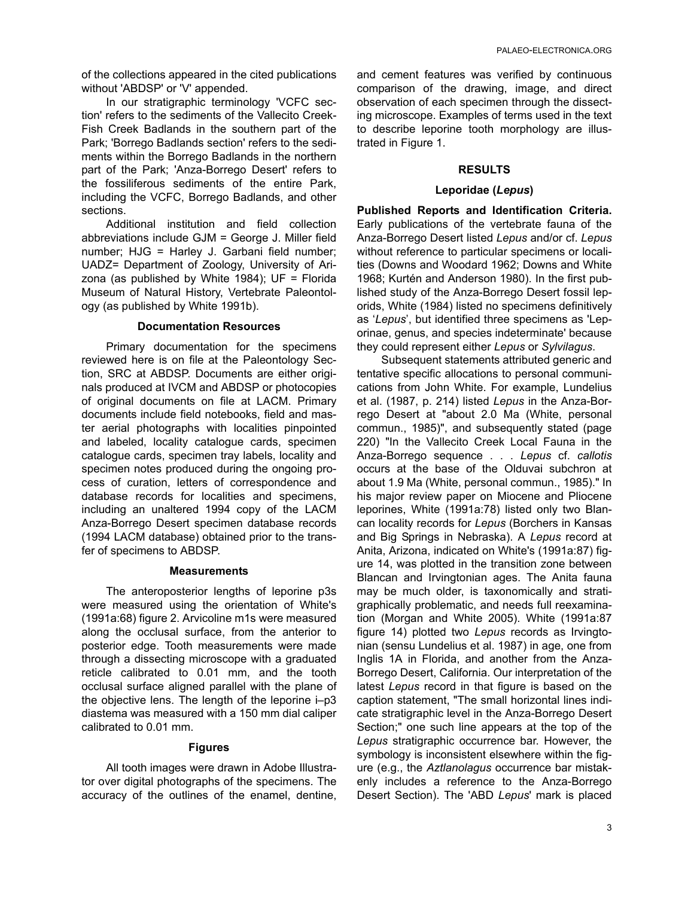of the collections appeared in the cited publications without 'ABDSP' or 'V' appended.

In our stratigraphic terminology 'VCFC section' refers to the sediments of the Vallecito Creek-Fish Creek Badlands in the southern part of the Park; 'Borrego Badlands section' refers to the sediments within the Borrego Badlands in the northern part of the Park; 'Anza-Borrego Desert' refers to the fossiliferous sediments of the entire Park, including the VCFC, Borrego Badlands, and other sections.

Additional institution and field collection abbreviations include GJM = George J. Miller field number; HJG = Harley J. Garbani field number; UADZ= Department of Zoology, University of Arizona (as published by White 1984); UF = Florida Museum of Natural History, Vertebrate Paleontology (as published by White 1991b).

### Documentation Resources

Primary documentation for the specimens reviewed here is on file at the Paleontology Section, SRC at ABDSP. Documents are either originals produced at IVCM and ABDSP or photocopies of original documents on file at LACM. Primary documents include field notebooks, field and master aerial photographs with localities pinpointed and labeled, locality catalogue cards, specimen catalogue cards, specimen tray labels, locality and specimen notes produced during the ongoing process of curation, letters of correspondence and database records for localities and specimens, including an unaltered 1994 copy of the LACM Anza-Borrego Desert specimen database records (1994 LACM database) obtained prior to the transfer of specimens to ABDSP.

### Measurements

The anteroposterior lengths of leporine p3s were measured using the orientation of White's (1991a:68) figure 2. Arvicoline m1s were measured along the occlusal surface, from the anterior to posterior edge. Tooth measurements were made through a dissecting microscope with a graduated reticle calibrated to 0.01 mm, and the tooth occlusal surface aligned parallel with the plane of the objective lens. The length of the leporine i–p3 diastema was measured with a 150 mm dial caliper calibrated to 0.01 mm.

### Figures

All tooth images were drawn in Adobe Illustrator over digital photographs of the specimens. The accuracy of the outlines of the enamel, dentine, and cement features was verified by continuous comparison of the drawing, image, and direct observation of each specimen through the dissecting microscope. Examples of terms used in the text to describe leporine tooth morphology are illustrated in Figure 1.

## RESULTS

### Leporidae (*Lepus*)

**Published Reports and Identification Criteria.** Early publications of the vertebrate fauna of the Anza-Borrego Desert listed *Lepus* and/or cf. *Lepus* without reference to particular specimens or localities (Downs and Woodard 1962; Downs and White 1968; Kurtén and Anderson 1980). In the first published study of the Anza-Borrego Desert fossil leporids, White (1984) listed no specimens definitively as '*Lepus*', but identified three specimens as 'Leporinae, genus, and species indeterminate' because they could represent either *Lepus* or *Sylvilagus*.

Subsequent statements attributed generic and tentative specific allocations to personal communications from John White. For example, Lundelius et al. (1987, p. 214) listed *Lepus* in the Anza-Borrego Desert at "about 2.0 Ma (White, personal commun., 1985)", and subsequently stated (page 220) "In the Vallecito Creek Local Fauna in the Anza-Borrego sequence . . . *Lepus* cf. *callotis* occurs at the base of the Olduvai subchron at about 1.9 Ma (White, personal commun., 1985)." In his major review paper on Miocene and Pliocene leporines, White (1991a:78) listed only two Blancan locality records for *Lepus* (Borchers in Kansas and Big Springs in Nebraska). A *Lepus* record at Anita, Arizona, indicated on White's (1991a:87) figure 14, was plotted in the transition zone between Blancan and Irvingtonian ages. The Anita fauna may be much older, is taxonomically and stratigraphically problematic, and needs full reexamination (Morgan and White 2005). White (1991a:87 figure 14) plotted two *Lepus* records as Irvingtonian (sensu Lundelius et al. 1987) in age, one from Inglis 1A in Florida, and another from the Anza-Borrego Desert, California. Our interpretation of the latest *Lepus* record in that figure is based on the caption statement, "The small horizontal lines indicate stratigraphic level in the Anza-Borrego Desert Section;" one such line appears at the top of the *Lepus* stratigraphic occurrence bar. However, the symbology is inconsistent elsewhere within the figure (e.g., the *Aztlanolagus* occurrence bar mistakenly includes a reference to the Anza-Borrego Desert Section). The 'ABD *Lepus*' mark is placed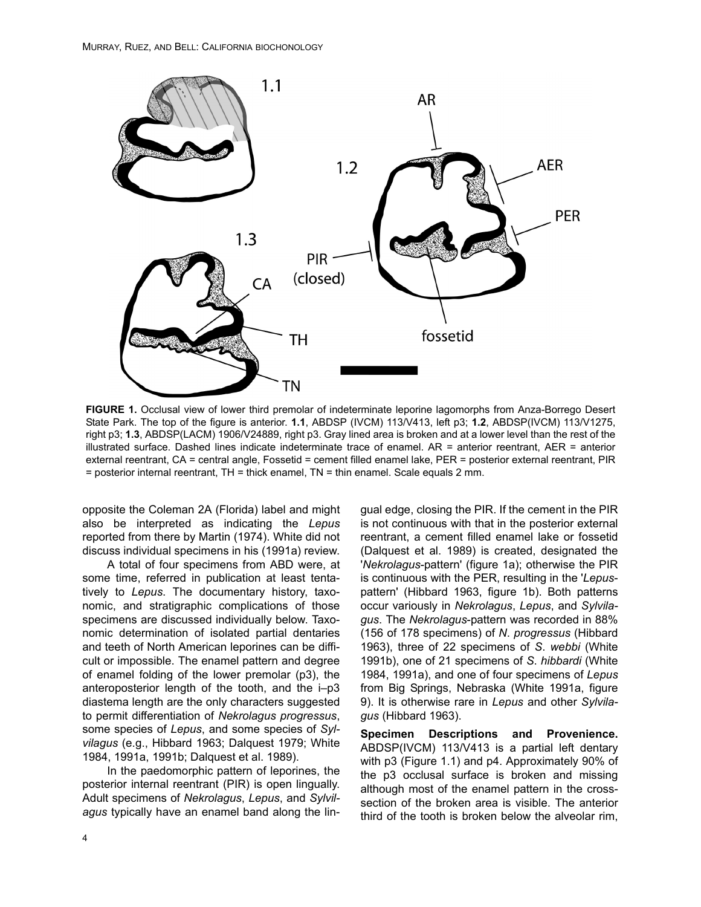**FIGURE 1.** Occlusal view of lower third premolar of indeterminate leporine lagomorphs from Anza-Borrego Desert State Park. The top of the figure is anterior. **1.1**, ABDSP (IVCM) 113/V413, left p3; **1.2**, ABDSP(IVCM) 113/V1275, right p3; **1.3**, ABDSP(LACM) 1906/V24889, right p3. Gray lined area is broken and at a lower level than the rest of the illustrated surface. Dashed lines indicate indeterminate trace of enamel. AR = anterior reentrant, AER = anterior external reentrant, CA = central angle, Fossetid = cement filled enamel lake, PER = posterior external reentrant, PIR = posterior internal reentrant, TH = thick enamel, TN = thin enamel. Scale equals 2 mm.

opposite the Coleman 2A (Florida) label and might also be interpreted as indicating the *Lepus* reported from there by Martin (1974). White did not discuss individual specimens in his (1991a) review.

A total of four specimens from ABD were, at some time, referred in publication at least tentatively to *Lepus*. The documentary history, taxonomic, and stratigraphic complications of those specimens are discussed individually below. Taxonomic determination of isolated partial dentaries and teeth of North American leporines can be difficult or impossible. The enamel pattern and degree of enamel folding of the lower premolar (p3), the anteroposterior length of the tooth, and the i–p3 diastema length are the only characters suggested to permit differentiation of *Nekrolagus progressus*, some species of *Lepus*, and some species of *Sylvilagus* (e.g., Hibbard 1963; Dalquest 1979; White 1984, 1991a, 1991b; Dalquest et al. 1989).

In the paedomorphic pattern of leporines, the posterior internal reentrant (PIR) is open lingually. Adult specimens of *Nekrolagus*, *Lepus*, and *Sylvilagus* typically have an enamel band along the lingual edge, closing the PIR. If the cement in the PIR is not continuous with that in the posterior external reentrant, a cement filled enamel lake or fossetid (Dalquest et al. 1989) is created, designated the '*Nekrolagus*-pattern' (figure 1a); otherwise the PIR is continuous with the PER, resulting in the '*Lepus*-pattern' (Hibbard 1963, figure 1b). Both patterns occur variously in *Nekrolagus*, *Lepus*, and *Sylvilagus*. The *Nekrolagus*-pattern was recorded in 88% (156 of 178 specimens) of *N. progressus* (Hibbard 1963), three of 22 specimens of *S. webbi* (White 1991b), one of 21 specimens of *S. hibbardi* (White 1984, 1991a), and one of four specimens of *Lepus* from Big Springs, Nebraska (White 1991a, figure 9). It is otherwise rare in *Lepus* and other *Sylvilagus* (Hibbard 1963).

**Specimen Descriptions and Provenience.** ABDSP(IVCM) 113/V413 is a partial left dentary with p3 (Figure 1.1) and p4. Approximately 90% of the p3 occlusal surface is broken and missing although most of the enamel pattern in the cross-section of the broken area is visible. The anterior third of the tooth is broken below the alveolar rim,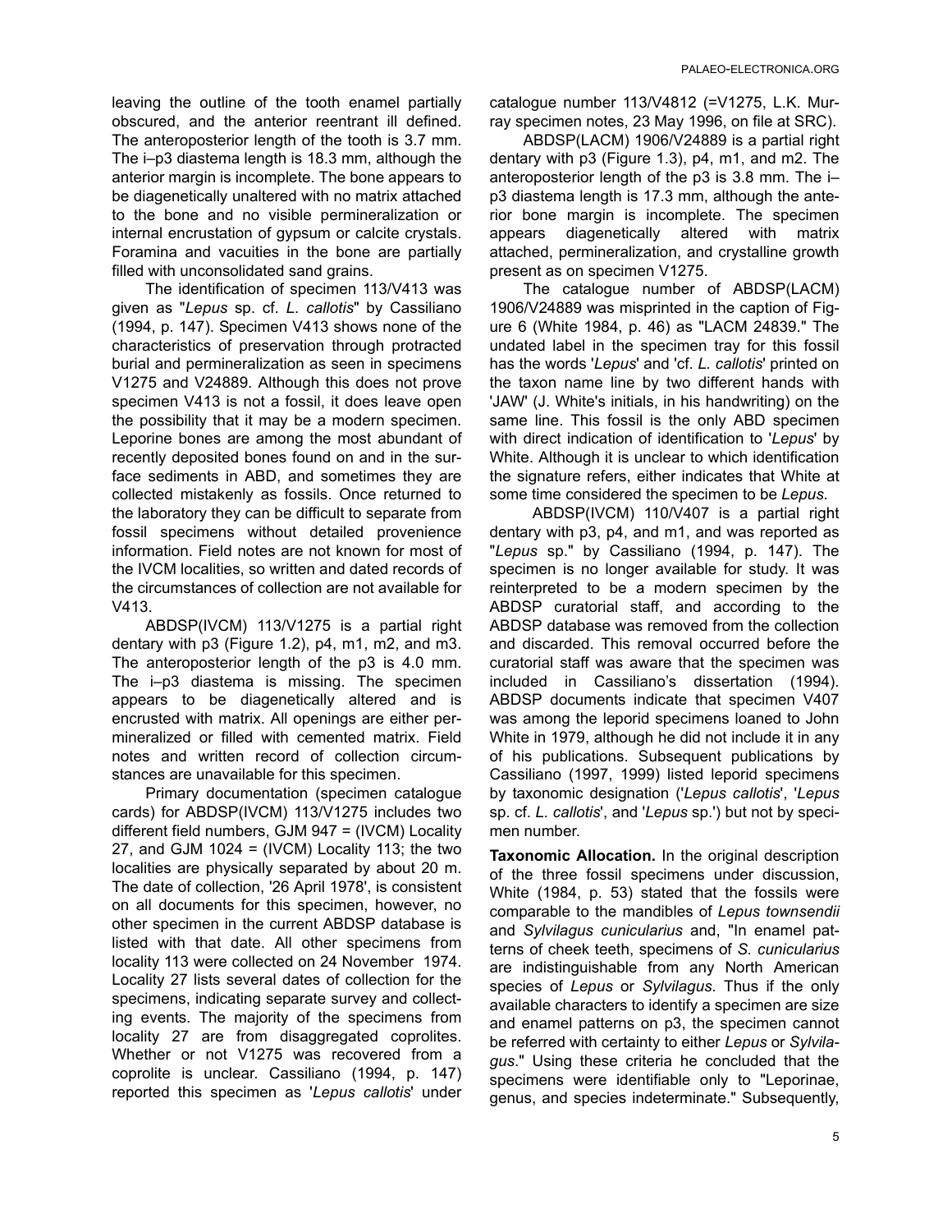leaving the outline of the tooth enamel partially obscured, and the anterior reentrant ill defined. The anteroposterior length of the tooth is 3.7 mm. The i–p3 diastema length is 18.3 mm, although the anterior margin is incomplete. The bone appears to be diagenetically unaltered with no matrix attached to the bone and no visible permineralization or internal encrustation of gypsum or calcite crystals. Foramina and vacuities in the bone are partially filled with unconsolidated sand grains.

The identification of specimen 113/V413 was given as "*Lepus* sp. cf. *L. callotis*" by Cassiliano (1994, p. 147). Specimen V413 shows none of the characteristics of preservation through protracted burial and permineralization as seen in specimens V1275 and V24889. Although this does not prove specimen V413 is not a fossil, it does leave open the possibility that it may be a modern specimen. Leporine bones are among the most abundant of recently deposited bones found on and in the surface sediments in ABD, and sometimes they are collected mistakenly as fossils. Once returned to the laboratory they can be difficult to separate from fossil specimens without detailed provenience information. Field notes are not known for most of the IVCM localities, so written and dated records of the circumstances of collection are not available for V413.

ABDSP(IVCM) 113/V1275 is a partial right dentary with p3 (Figure 1.2), p4, m1, m2, and m3. The anteroposterior length of the p3 is 4.0 mm. The i–p3 diastema is missing. The specimen appears to be diagenetically altered and is encrusted with matrix. All openings are either permineralized or filled with cemented matrix. Field notes and written record of collection circumstances are unavailable for this specimen.

Primary documentation (specimen catalogue cards) for ABDSP(IVCM) 113/V1275 includes two different field numbers, GJM 947 = (IVCM) Locality 27, and GJM 1024 = (IVCM) Locality 113; the two localities are physically separated by about 20 m. The date of collection, '26 April 1978', is consistent on all documents for this specimen, however, no other specimen in the current ABDSP database is listed with that date. All other specimens from locality 113 were collected on 24 November 1974. Locality 27 lists several dates of collection for the specimens, indicating separate survey and collecting events. The majority of the specimens from locality 27 are from disaggregated coprolites. Whether or not V1275 was recovered from a coprolite is unclear. Cassiliano (1994, p. 147) reported this specimen as '*Lepus callotis*' under catalogue number 113/V4812 (=V1275, L.K. Murray specimen notes, 23 May 1996, on file at SRC).

ABDSP(LACM) 1906/V24889 is a partial right dentary with p3 (Figure 1.3), p4, m1, and m2. The anteroposterior length of the p3 is 3.8 mm. The i–p3 diastema length is 17.3 mm, although the anterior bone margin is incomplete. The specimen appears diagenetically altered with matrix attached, permineralization, and crystalline growth present as on specimen V1275.

The catalogue number of ABDSP(LACM) 1906/V24889 was misprinted in the caption of Figure 6 (White 1984, p. 46) as "LACM 24839." The undated label in the specimen tray for this fossil has the words '*Lepus*' and 'cf. *L. callotis*' printed on the taxon name line by two different hands with 'JAW' (J. White's initials, in his handwriting) on the same line. This fossil is the only ABD specimen with direct indication of identification to '*Lepus*' by White. Although it is unclear to which identification the signature refers, either indicates that White at some time considered the specimen to be *Lepus*.

ABDSP(IVCM) 110/V407 is a partial right dentary with p3, p4, and m1, and was reported as "*Lepus* sp." by Cassiliano (1994, p. 147). The specimen is no longer available for study. It was reinterpreted to be a modern specimen by the ABDSP curatorial staff, and according to the ABDSP database was removed from the collection and discarded. This removal occurred before the curatorial staff was aware that the specimen was included in Cassiliano's dissertation (1994). ABDSP documents indicate that specimen V407 was among the leporid specimens loaned to John White in 1979, although he did not include it in any of his publications. Subsequent publications by Cassiliano (1997, 1999) listed leporid specimens by taxonomic designation ('*Lepus callotis*', '*Lepus* sp. cf. *L. callotis*', and '*Lepus* sp.') but not by specimen number.

**Taxonomic Allocation.** In the original description of the three fossil specimens under discussion, White (1984, p. 53) stated that the fossils were comparable to the mandibles of *Lepus townsendii* and *Sylvilagus cunicularius* and, "In enamel patterns of cheek teeth, specimens of *S. cunicularius* are indistinguishable from any North American species of *Lepus* or *Sylvilagus*. Thus if the only available characters to identify a specimen are size and enamel patterns on p3, the specimen cannot be referred with certainty to either *Lepus* or *Sylvilagus*." Using these criteria he concluded that the specimens were identifiable only to "Leporinae, genus, and species indeterminate." Subsequently,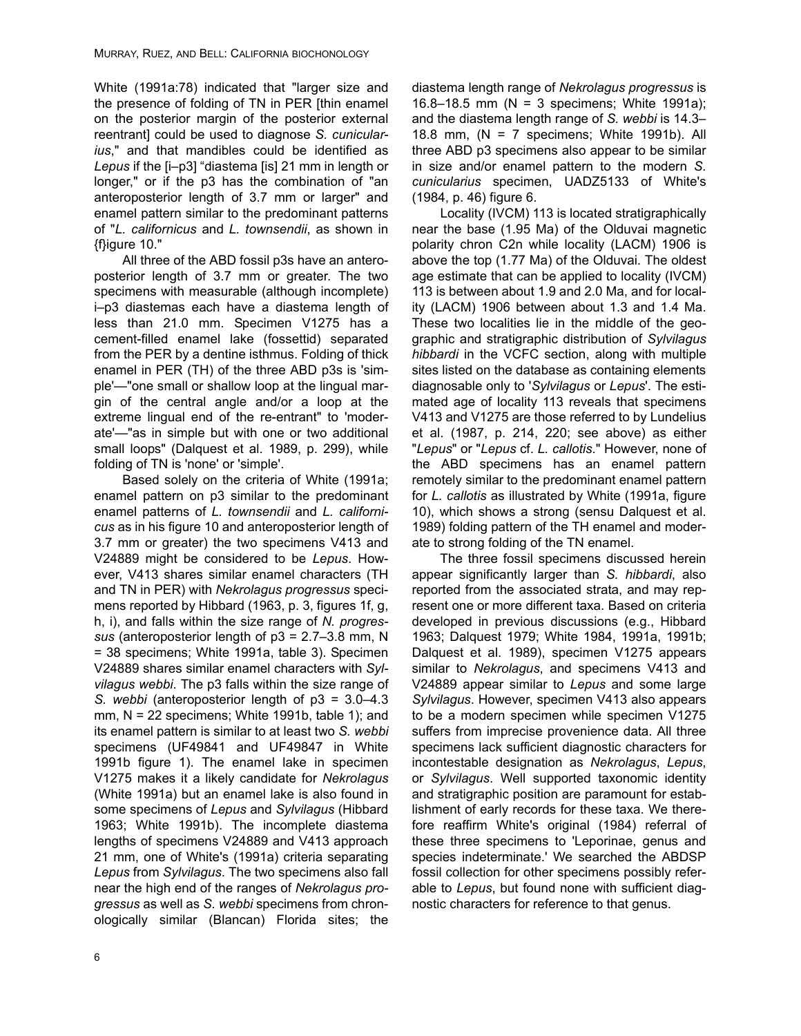White (1991a:78) indicated that "larger size and the presence of folding of TN in PER [thin enamel on the posterior margin of the posterior external reentrant] could be used to diagnose *S. cunicularius*," and that mandibles could be identified as *Lepus* if the [i–p3] "diastema [is] 21 mm in length or longer," or if the p3 has the combination of "an anteroposterior length of 3.7 mm or larger" and enamel pattern similar to the predominant patterns of "*L. californicus* and *L. townsendii*, as shown in {f}igure 10."

All three of the ABD fossil p3s have an anteroposterior length of 3.7 mm or greater. The two specimens with measurable (although incomplete) i–p3 diastemas each have a diastema length of less than 21.0 mm. Specimen V1275 has a cement-filled enamel lake (fossettid) separated from the PER by a dentine isthmus. Folding of thick enamel in PER (TH) of the three ABD p3s is 'simple'—"one small or shallow loop at the lingual margin of the central angle and/or a loop at the extreme lingual end of the re-entrant" to 'moderate'—"as in simple but with one or two additional small loops" (Dalquest et al. 1989, p. 299), while folding of TN is 'none' or 'simple'.

Based solely on the criteria of White (1991a; enamel pattern on p3 similar to the predominant enamel patterns of *L. townsendii* and *L. californicus* as in his figure 10 and anteroposterior length of 3.7 mm or greater) the two specimens V413 and V24889 might be considered to be *Lepus*. However, V413 shares similar enamel characters (TH and TN in PER) with *Nekrolagus progressus* specimens reported by Hibbard (1963, p. 3, figures 1f, g, h, i), and falls within the size range of *N. progressus* (anteroposterior length of p3 = 2.7–3.8 mm, N = 38 specimens; White 1991a, table 3). Specimen V24889 shares similar enamel characters with *Sylvilagus webbi*. The p3 falls within the size range of *S. webbi* (anteroposterior length of p3 = 3.0–4.3 mm, N = 22 specimens; White 1991b, table 1); and its enamel pattern is similar to at least two *S. webbi* specimens (UF49841 and UF49847 in White 1991b figure 1). The enamel lake in specimen V1275 makes it a likely candidate for *Nekrolagus* (White 1991a) but an enamel lake is also found in some specimens of *Lepus* and *Sylvilagus* (Hibbard 1963; White 1991b). The incomplete diastema lengths of specimens V24889 and V413 approach 21 mm, one of White's (1991a) criteria separating *Lepus* from *Sylvilagus*. The two specimens also fall near the high end of the ranges of *Nekrolagus progressus* as well as *S. webbi* specimens from chronologically similar (Blancan) Florida sites; the diastema length range of *Nekrolagus progressus* is 16.8–18.5 mm (N = 3 specimens; White 1991a); and the diastema length range of *S. webbi* is 14.3–18.8 mm, (N = 7 specimens; White 1991b). All three ABD p3 specimens also appear to be similar in size and/or enamel pattern to the modern *S. cunicularius* specimen, UADZ5133 of White's (1984, p. 46) figure 6.

Locality (IVCM) 113 is located stratigraphically near the base (1.95 Ma) of the Olduvai magnetic polarity chron C2n while locality (LACM) 1906 is above the top (1.77 Ma) of the Olduvai. The oldest age estimate that can be applied to locality (IVCM) 113 is between about 1.9 and 2.0 Ma, and for locality (LACM) 1906 between about 1.3 and 1.4 Ma. These two localities lie in the middle of the geographic and stratigraphic distribution of *Sylvilagus hibbardi* in the VCFC section, along with multiple sites listed on the database as containing elements diagnosable only to '*Sylvilagus* or *Lepus*'. The estimated age of locality 113 reveals that specimens V413 and V1275 are those referred to by Lundelius et al. (1987, p. 214, 220; see above) as either "*Lepus*" or "*Lepus* cf. *L. callotis*." However, none of the ABD specimens has an enamel pattern remotely similar to the predominant enamel pattern for *L. callotis* as illustrated by White (1991a, figure 10), which shows a strong (sensu Dalquest et al. 1989) folding pattern of the TH enamel and moderate to strong folding of the TN enamel.

The three fossil specimens discussed herein appear significantly larger than *S. hibbardi*, also reported from the associated strata, and may represent one or more different taxa. Based on criteria developed in previous discussions (e.g., Hibbard 1963; Dalquest 1979; White 1984, 1991a, 1991b; Dalquest et al. 1989), specimen V1275 appears similar to *Nekrolagus*, and specimens V413 and V24889 appear similar to *Lepus* and some large *Sylvilagus*. However, specimen V413 also appears to be a modern specimen while specimen V1275 suffers from imprecise provenience data. All three specimens lack sufficient diagnostic characters for incontestable designation as *Nekrolagus*, *Lepus*, or *Sylvilagus*. Well supported taxonomic identity and stratigraphic position are paramount for establishment of early records for these taxa. We therefore reaffirm White's original (1984) referral of these three specimens to 'Leporinae, genus and species indeterminate.' We searched the ABDSP fossil collection for other specimens possibly referable to *Lepus*, but found none with sufficient diagnostic characters for reference to that genus.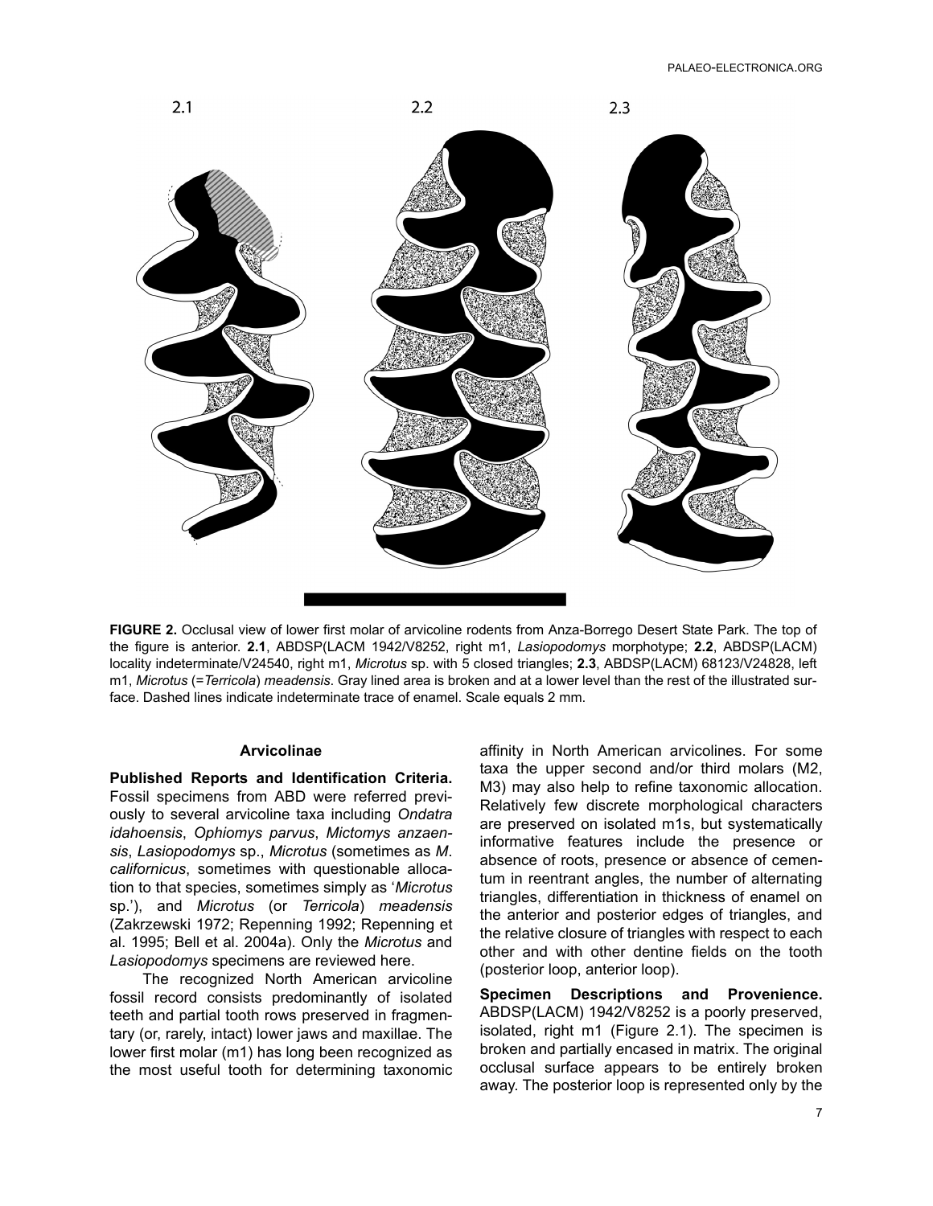2.1 2.2 2.3

**FIGURE 2.** Occlusal view of lower first molar of arvicoline rodents from Anza-Borrego Desert State Park. The top of the figure is anterior. **2.1**, ABDSP(LACM 1942/V8252, right m1, *Lasiopodomys* morphotype; **2.2**, ABDSP(LACM) locality indeterminate/V24540, right m1, *Microtus* sp. with 5 closed triangles; **2.3**, ABDSP(LACM) 68123/V24828, left m1, *Microtus* (=*Terricola*) *meadensis*. Gray lined area is broken and at a lower level than the rest of the illustrated surface. Dashed lines indicate indeterminate trace of enamel. Scale equals 2 mm.

### Arvicolinae

**Published Reports and Identification Criteria.** Fossil specimens from ABD were referred previously to several arvicoline taxa including *Ondatra idahoensis*, *Ophiomys parvus*, *Mictomys anzaensis*, *Lasiopodomys* sp., *Microtus* (sometimes as *M. californicus*, sometimes with questionable allocation to that species, sometimes simply as '*Microtus* sp.'), and *Microtus* (or *Terricola*) *meadensis* (Zakrzewski 1972; Repenning 1992; Repenning et al. 1995; Bell et al. 2004a). Only the *Microtus* and *Lasiopodomys* specimens are reviewed here.

The recognized North American arvicoline fossil record consists predominantly of isolated teeth and partial tooth rows preserved in fragmentary (or, rarely, intact) lower jaws and maxillae. The lower first molar (m1) has long been recognized as the most useful tooth for determining taxonomic affinity in North American arvicolines. For some taxa the upper second and/or third molars (M2, M3) may also help to refine taxonomic allocation. Relatively few discrete morphological characters are preserved on isolated m1s, but systematically informative features include the presence or absence of roots, presence or absence of cementum in reentrant angles, the number of alternating triangles, differentiation in thickness of enamel on the anterior and posterior edges of triangles, and the relative closure of triangles with respect to each other and with other dentine fields on the tooth (posterior loop, anterior loop).

**Specimen Descriptions and Provenience.** ABDSP(LACM) 1942/V8252 is a poorly preserved, isolated, right m1 (Figure 2.1). The specimen is broken and partially encased in matrix. The original occlusal surface appears to be entirely broken away. The posterior loop is represented only by the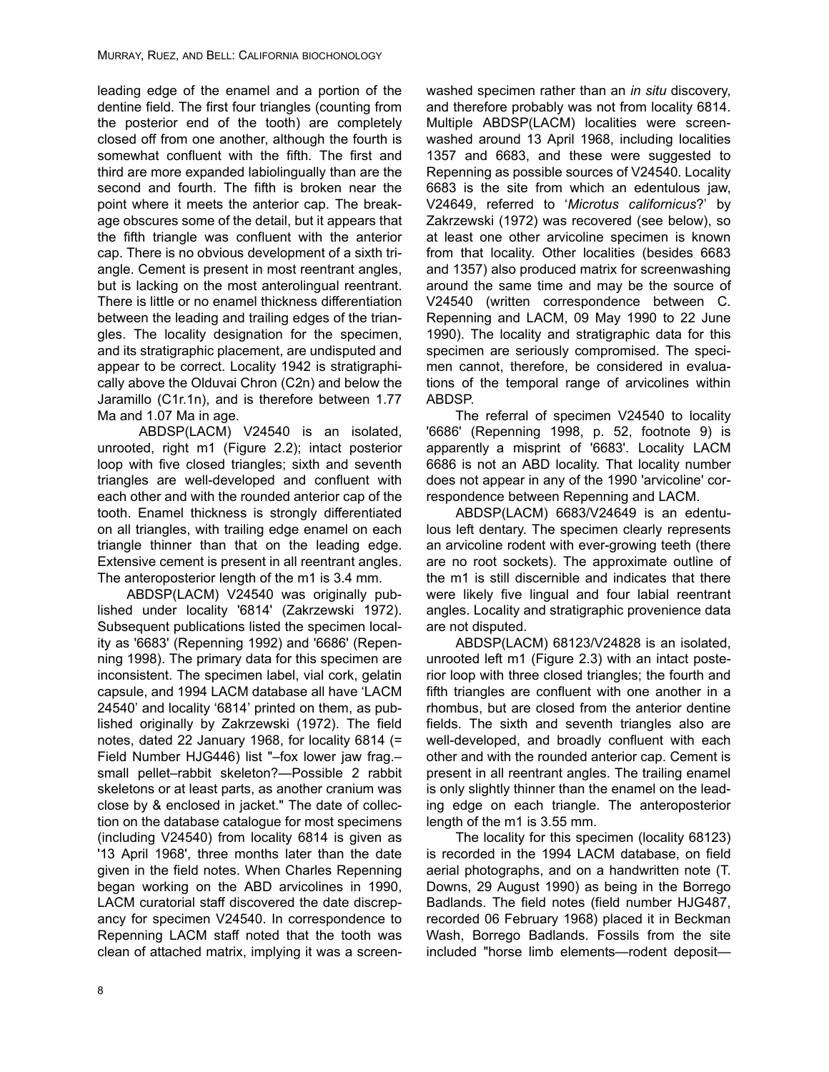leading edge of the enamel and a portion of the dentine field. The first four triangles (counting from the posterior end of the tooth) are completely closed off from one another, although the fourth is somewhat confluent with the fifth. The first and third are more expanded labiolingually than are the second and fourth. The fifth is broken near the point where it meets the anterior cap. The breakage obscures some of the detail, but it appears that the fifth triangle was confluent with the anterior cap. There is no obvious development of a sixth triangle. Cement is present in most reentrant angles, but is lacking on the most anterolingual reentrant. There is little or no enamel thickness differentiation between the leading and trailing edges of the triangles. The locality designation for the specimen, and its stratigraphic placement, are undisputed and appear to be correct. Locality 1942 is stratigraphically above the Olduvai Chron (C2n) and below the Jaramillo (C1r.1n), and is therefore between 1.77 Ma and 1.07 Ma in age.

ABDSP(LACM) V24540 is an isolated, unrooted, right m1 (Figure 2.2); intact posterior loop with five closed triangles; sixth and seventh triangles are well-developed and confluent with each other and with the rounded anterior cap of the tooth. Enamel thickness is strongly differentiated on all triangles, with trailing edge enamel on each triangle thinner than that on the leading edge. Extensive cement is present in all reentrant angles. The anteroposterior length of the m1 is 3.4 mm.

ABDSP(LACM) V24540 was originally published under locality '6814' (Zakrzewski 1972). Subsequent publications listed the specimen locality as '6683' (Repenning 1992) and '6686' (Repenning 1998). The primary data for this specimen are inconsistent. The specimen label, vial cork, gelatin capsule, and 1994 LACM database all have 'LACM 24540' and locality '6814' printed on them, as published originally by Zakrzewski (1972). The field notes, dated 22 January 1968, for locality 6814 (= Field Number HJG446) list "–fox lower jaw frag.–small pellet–rabbit skeleton?—Possible 2 rabbit skeletons or at least parts, as another cranium was close by & enclosed in jacket." The date of collection on the database catalogue for most specimens (including V24540) from locality 6814 is given as '13 April 1968', three months later than the date given in the field notes. When Charles Repenning began working on the ABD arvicolines in 1990, LACM curatorial staff discovered the date discrepancy for specimen V24540. In correspondence to Repenning LACM staff noted that the tooth was clean of attached matrix, implying it was a screen-washed specimen rather than an *in situ* discovery, and therefore probably was not from locality 6814. Multiple ABDSP(LACM) localities were screen-washed around 13 April 1968, including localities 1357 and 6683, and these were suggested to Repenning as possible sources of V24540. Locality 6683 is the site from which an edentulous jaw, V24649, referred to '*Microtus californicus*?' by Zakrzewski (1972) was recovered (see below), so at least one other arvicoline specimen is known from that locality. Other localities (besides 6683 and 1357) also produced matrix for screenwashing around the same time and may be the source of V24540 (written correspondence between C. Repenning and LACM, 09 May 1990 to 22 June 1990). The locality and stratigraphic data for this specimen are seriously compromised. The specimen cannot, therefore, be considered in evaluations of the temporal range of arvicolines within ABDSP.

The referral of specimen V24540 to locality '6686' (Repenning 1998, p. 52, footnote 9) is apparently a misprint of '6683'. Locality LACM 6686 is not an ABD locality. That locality number does not appear in any of the 1990 'arvicoline' correspondence between Repenning and LACM.

ABDSP(LACM) 6683/V24649 is an edentulous left dentary. The specimen clearly represents an arvicoline rodent with ever-growing teeth (there are no root sockets). The approximate outline of the m1 is still discernible and indicates that there were likely five lingual and four labial reentrant angles. Locality and stratigraphic provenience data are not disputed.

ABDSP(LACM) 68123/V24828 is an isolated, unrooted left m1 (Figure 2.3) with an intact posterior loop with three closed triangles; the fourth and fifth triangles are confluent with one another in a rhombus, but are closed from the anterior dentine fields. The sixth and seventh triangles also are well-developed, and broadly confluent with each other and with the rounded anterior cap. Cement is present in all reentrant angles. The trailing enamel is only slightly thinner than the enamel on the leading edge on each triangle. The anteroposterior length of the m1 is 3.55 mm.

The locality for this specimen (locality 68123) is recorded in the 1994 LACM database, on field aerial photographs, and on a handwritten note (T. Downs, 29 August 1990) as being in the Borrego Badlands. The field notes (field number HJG487, recorded 06 February 1968) placed it in Beckman Wash, Borrego Badlands. Fossils from the site included "horse limb elements—rodent deposit—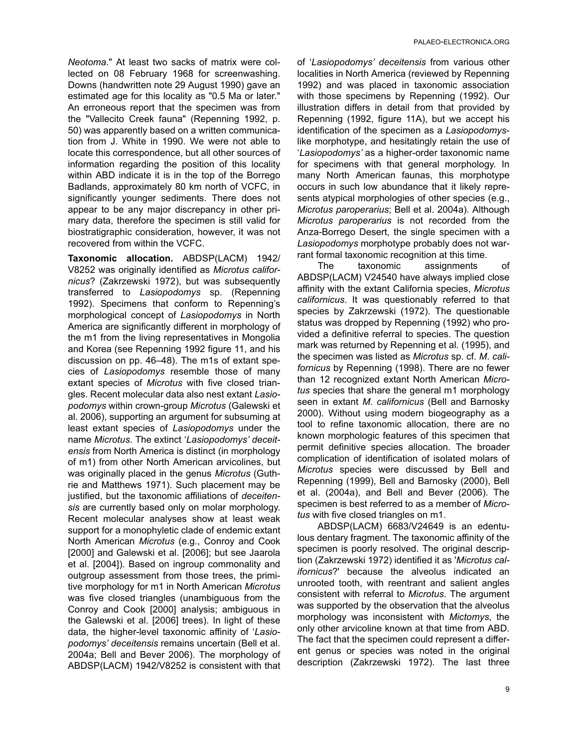*Neotoma*." At least two sacks of matrix were collected on 08 February 1968 for screenwashing. Downs (handwritten note 29 August 1990) gave an estimated age for this locality as "0.5 Ma or later." An erroneous report that the specimen was from the "Vallecito Creek fauna" (Repenning 1992, p. 50) was apparently based on a written communication from J. White in 1990. We were not able to locate this correspondence, but all other sources of information regarding the position of this locality within ABD indicate it is in the top of the Borrego Badlands, approximately 80 km north of VCFC, in significantly younger sediments. There does not appear to be any major discrepancy in other primary data, therefore the specimen is still valid for biostratigraphic consideration, however, it was not recovered from within the VCFC.

**Taxonomic allocation.** ABDSP(LACM) 1942/V8252 was originally identified as *Microtus californicus*? (Zakrzewski 1972), but was subsequently transferred to *Lasiopodomys* sp. (Repenning 1992). Specimens that conform to Repenning's morphological concept of *Lasiopodomys* in North America are significantly different in morphology of the m1 from the living representatives in Mongolia and Korea (see Repenning 1992 figure 11, and his discussion on pp. 46–48). The m1s of extant species of *Lasiopodomys* resemble those of many extant species of *Microtus* with five closed triangles. Recent molecular data also nest extant *Lasiopodomys* within crown-group *Microtus* (Galewski et al. 2006), supporting an argument for subsuming at least extant species of *Lasiopodomys* under the name *Microtus*. The extinct '*Lasiopodomys' deceitensis* from North America is distinct (in morphology of m1) from other North American arvicolines, but was originally placed in the genus *Microtus* (Guthrie and Matthews 1971). Such placement may be justified, but the taxonomic affiliations of *deceitensis* are currently based only on molar morphology. Recent molecular analyses show at least weak support for a monophyletic clade of endemic extant North American *Microtus* (e.g., Conroy and Cook [2000] and Galewski et al. [2006]; but see Jaarola et al. [2004]). Based on ingroup commonality and outgroup assessment from those trees, the primitive morphology for m1 in North American *Microtus* was five closed triangles (unambiguous from the Conroy and Cook [2000] analysis; ambiguous in the Galewski et al. [2006] trees). In light of these data, the higher-level taxonomic affinity of '*Lasiopodomys' deceitensis* remains uncertain (Bell et al. 2004a; Bell and Bever 2006). The morphology of ABDSP(LACM) 1942/V8252 is consistent with that of '*Lasiopodomys' deceitensis* from various other localities in North America (reviewed by Repenning 1992) and was placed in taxonomic association with those specimens by Repenning (1992). Our illustration differs in detail from that provided by Repenning (1992, figure 11A), but we accept his identification of the specimen as a *Lasiopodomys*-like morphotype, and hesitatingly retain the use of '*Lasiopodomys'* as a higher-order taxonomic name for specimens with that general morphology. In many North American faunas, this morphotype occurs in such low abundance that it likely represents atypical morphologies of other species (e.g., *Microtus paroperarius*; Bell et al. 2004a). Although *Microtus paroperarius* is not recorded from the Anza-Borrego Desert, the single specimen with a *Lasiopodomys* morphotype probably does not warrant formal taxonomic recognition at this time.

The taxonomic assignments of ABDSP(LACM) V24540 have always implied close affinity with the extant California species, *Microtus californicus*. It was questionably referred to that species by Zakrzewski (1972). The questionable status was dropped by Repenning (1992) who provided a definitive referral to species. The question mark was returned by Repenning et al. (1995), and the specimen was listed as *Microtus* sp. cf. *M. californicus* by Repenning (1998). There are no fewer than 12 recognized extant North American *Microtus* species that share the general m1 morphology seen in extant *M. californicus* (Bell and Barnosky 2000). Without using modern biogeography as a tool to refine taxonomic allocation, there are no known morphologic features of this specimen that permit definitive species allocation. The broader complication of identification of isolated molars of *Microtus* species were discussed by Bell and Repenning (1999), Bell and Barnosky (2000), Bell et al. (2004a), and Bell and Bever (2006). The specimen is best referred to as a member of *Microtus* with five closed triangles on m1.

ABDSP(LACM) 6683/V24649 is an edentulous dentary fragment. The taxonomic affinity of the specimen is poorly resolved. The original description (Zakrzewski 1972) identified it as '*Microtus californicus*?' because the alveolus indicated an unrooted tooth, with reentrant and salient angles consistent with referral to *Microtus*. The argument was supported by the observation that the alveolus morphology was inconsistent with *Mictomys*, the only other arvicoline known at that time from ABD. The fact that the specimen could represent a different genus or species was noted in the original description (Zakrzewski 1972). The last three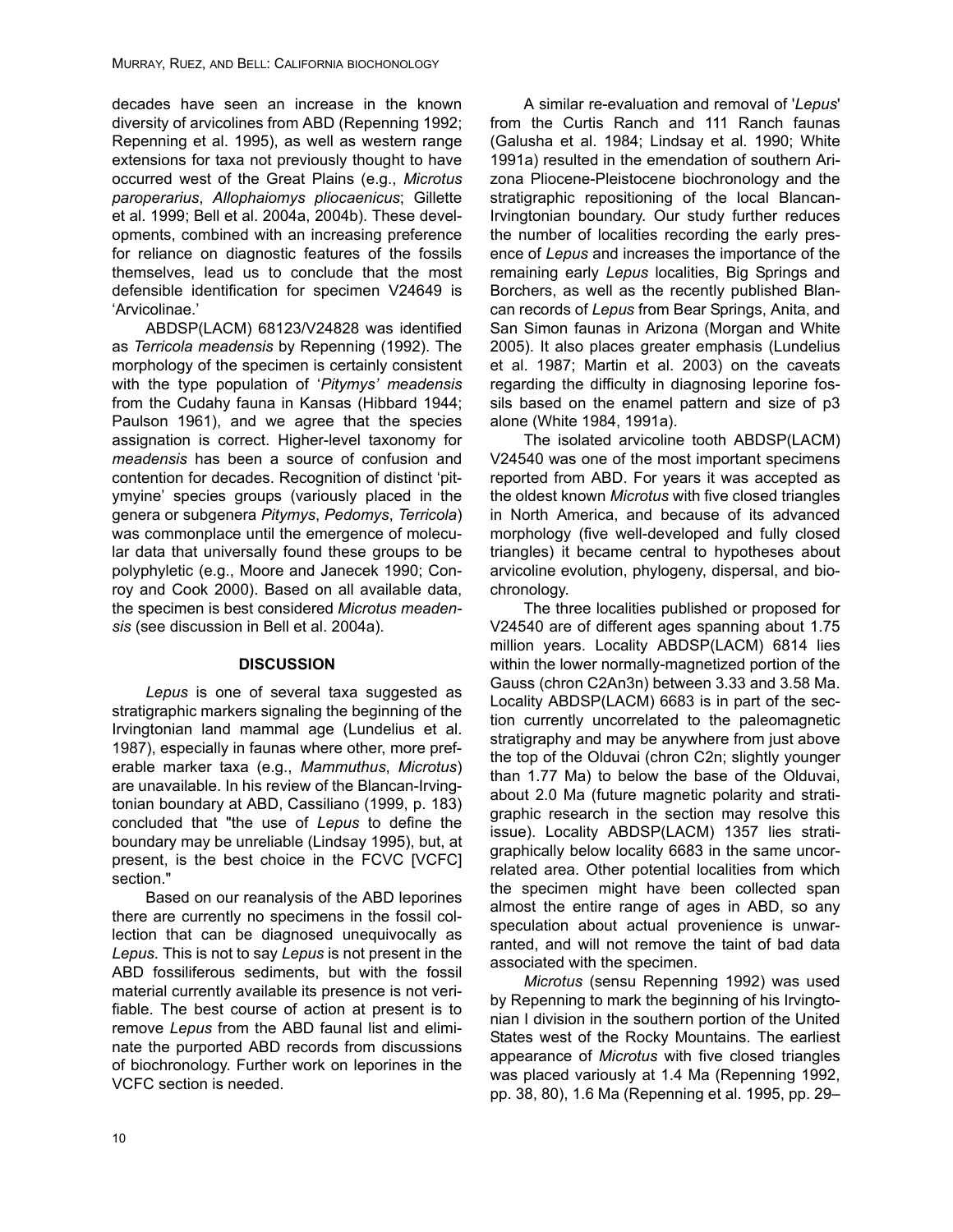decades have seen an increase in the known diversity of arvicolines from ABD (Repenning 1992; Repenning et al. 1995), as well as western range extensions for taxa not previously thought to have occurred west of the Great Plains (e.g., *Microtus paroperarius*, *Allophaiomys pliocaenicus*; Gillette et al. 1999; Bell et al. 2004a, 2004b). These developments, combined with an increasing preference for reliance on diagnostic features of the fossils themselves, lead us to conclude that the most defensible identification for specimen V24649 is 'Arvicolinae.'

ABDSP(LACM) 68123/V24828 was identified as *Terricola meadensis* by Repenning (1992). The morphology of the specimen is certainly consistent with the type population of '*Pitymys' meadensis* from the Cudahy fauna in Kansas (Hibbard 1944; Paulson 1961), and we agree that the species assignation is correct. Higher-level taxonomy for *meadensis* has been a source of confusion and contention for decades. Recognition of distinct 'pitymyine' species groups (variously placed in the genera or subgenera *Pitymys*, *Pedomys*, *Terricola*) was commonplace until the emergence of molecular data that universally found these groups to be polyphyletic (e.g., Moore and Janecek 1990; Conroy and Cook 2000). Based on all available data, the specimen is best considered *Microtus meadensis* (see discussion in Bell et al. 2004a).

## DISCUSSION

*Lepus* is one of several taxa suggested as stratigraphic markers signaling the beginning of the Irvingtonian land mammal age (Lundelius et al. 1987), especially in faunas where other, more preferable marker taxa (e.g., *Mammuthus*, *Microtus*) are unavailable. In his review of the Blancan-Irvingtonian boundary at ABD, Cassiliano (1999, p. 183) concluded that "the use of *Lepus* to define the boundary may be unreliable (Lindsay 1995), but, at present, is the best choice in the FCVC [VCFC] section."

Based on our reanalysis of the ABD leporines there are currently no specimens in the fossil collection that can be diagnosed unequivocally as *Lepus*. This is not to say *Lepus* is not present in the ABD fossiliferous sediments, but with the fossil material currently available its presence is not verifiable. The best course of action at present is to remove *Lepus* from the ABD faunal list and eliminate the purported ABD records from discussions of biochronology. Further work on leporines in the VCFC section is needed.

A similar re-evaluation and removal of '*Lepus*' from the Curtis Ranch and 111 Ranch faunas (Galusha et al. 1984; Lindsay et al. 1990; White 1991a) resulted in the emendation of southern Arizona Pliocene-Pleistocene biochronology and the stratigraphic repositioning of the local Blancan-Irvingtonian boundary. Our study further reduces the number of localities recording the early presence of *Lepus* and increases the importance of the remaining early *Lepus* localities, Big Springs and Borchers, as well as the recently published Blancan records of *Lepus* from Bear Springs, Anita, and San Simon faunas in Arizona (Morgan and White 2005). It also places greater emphasis (Lundelius et al. 1987; Martin et al. 2003) on the caveats regarding the difficulty in diagnosing leporine fossils based on the enamel pattern and size of p3 alone (White 1984, 1991a).

The isolated arvicoline tooth ABDSP(LACM) V24540 was one of the most important specimens reported from ABD. For years it was accepted as the oldest known *Microtus* with five closed triangles in North America, and because of its advanced morphology (five well-developed and fully closed triangles) it became central to hypotheses about arvicoline evolution, phylogeny, dispersal, and biochronology.

The three localities published or proposed for V24540 are of different ages spanning about 1.75 million years. Locality ABDSP(LACM) 6814 lies within the lower normally-magnetized portion of the Gauss (chron C2An3n) between 3.33 and 3.58 Ma. Locality ABDSP(LACM) 6683 is in part of the section currently uncorrelated to the paleomagnetic stratigraphy and may be anywhere from just above the top of the Olduvai (chron C2n; slightly younger than 1.77 Ma) to below the base of the Olduvai, about 2.0 Ma (future magnetic polarity and stratigraphic research in the section may resolve this issue). Locality ABDSP(LACM) 1357 lies stratigraphically below locality 6683 in the same uncorrelated area. Other potential localities from which the specimen might have been collected span almost the entire range of ages in ABD, so any speculation about actual provenience is unwarranted, and will not remove the taint of bad data associated with the specimen.

*Microtus* (sensu Repenning 1992) was used by Repenning to mark the beginning of his Irvingtonian I division in the southern portion of the United States west of the Rocky Mountains. The earliest appearance of *Microtus* with five closed triangles was placed variously at 1.4 Ma (Repenning 1992, pp. 38, 80), 1.6 Ma (Repenning et al. 1995, pp. 29–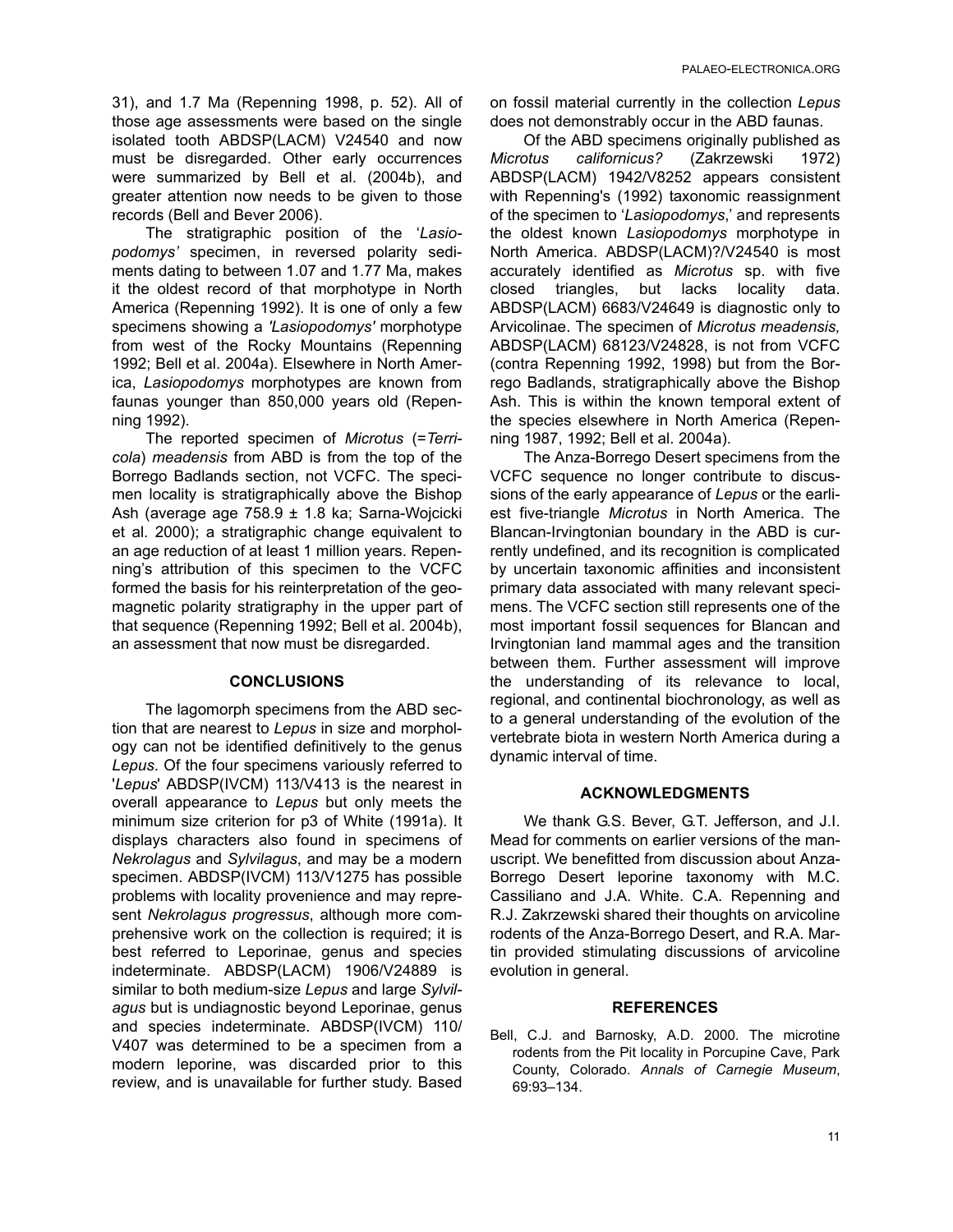31), and 1.7 Ma (Repenning 1998, p. 52). All of those age assessments were based on the single isolated tooth ABDSP(LACM) V24540 and now must be disregarded. Other early occurrences were summarized by Bell et al. (2004b), and greater attention now needs to be given to those records (Bell and Bever 2006).

The stratigraphic position of the '*Lasiopodomys'* specimen, in reversed polarity sediments dating to between 1.07 and 1.77 Ma, makes it the oldest record of that morphotype in North America (Repenning 1992). It is one of only a few specimens showing a *'Lasiopodomys'* morphotype from west of the Rocky Mountains (Repenning 1992; Bell et al. 2004a). Elsewhere in North America, *Lasiopodomys* morphotypes are known from faunas younger than 850,000 years old (Repenning 1992).

The reported specimen of *Microtus* (=*Terricola*) *meadensis* from ABD is from the top of the Borrego Badlands section, not VCFC. The specimen locality is stratigraphically above the Bishop Ash (average age 758.9 ± 1.8 ka; Sarna-Wojcicki et al. 2000); a stratigraphic change equivalent to an age reduction of at least 1 million years. Repenning's attribution of this specimen to the VCFC formed the basis for his reinterpretation of the geomagnetic polarity stratigraphy in the upper part of that sequence (Repenning 1992; Bell et al. 2004b), an assessment that now must be disregarded.

## CONCLUSIONS

The lagomorph specimens from the ABD section that are nearest to *Lepus* in size and morphology can not be identified definitively to the genus *Lepus*. Of the four specimens variously referred to '*Lepus*' ABDSP(IVCM) 113/V413 is the nearest in overall appearance to *Lepus* but only meets the minimum size criterion for p3 of White (1991a). It displays characters also found in specimens of *Nekrolagus* and *Sylvilagus*, and may be a modern specimen. ABDSP(IVCM) 113/V1275 has possible problems with locality provenience and may represent *Nekrolagus progressus*, although more comprehensive work on the collection is required; it is best referred to Leporinae, genus and species indeterminate. ABDSP(LACM) 1906/V24889 is similar to both medium-size *Lepus* and large *Sylvilagus* but is undiagnostic beyond Leporinae, genus and species indeterminate. ABDSP(IVCM) 110/V407 was determined to be a specimen from a modern leporine, was discarded prior to this review, and is unavailable for further study. Based on fossil material currently in the collection *Lepus* does not demonstrably occur in the ABD faunas.

Of the ABD specimens originally published as *Microtus californicus?* (Zakrzewski 1972) ABDSP(LACM) 1942/V8252 appears consistent with Repenning's (1992) taxonomic reassignment of the specimen to '*Lasiopodomys*,' and represents the oldest known *Lasiopodomys* morphotype in North America. ABDSP(LACM)?/V24540 is most accurately identified as *Microtus* sp. with five closed triangles, but lacks locality data. ABDSP(LACM) 6683/V24649 is diagnostic only to Arvicolinae. The specimen of *Microtus meadensis,* ABDSP(LACM) 68123/V24828, is not from VCFC (contra Repenning 1992, 1998) but from the Borrego Badlands, stratigraphically above the Bishop Ash. This is within the known temporal extent of the species elsewhere in North America (Repenning 1987, 1992; Bell et al. 2004a).

The Anza-Borrego Desert specimens from the VCFC sequence no longer contribute to discussions of the early appearance of *Lepus* or the earliest five-triangle *Microtus* in North America. The Blancan-Irvingtonian boundary in the ABD is currently undefined, and its recognition is complicated by uncertain taxonomic affinities and inconsistent primary data associated with many relevant specimens. The VCFC section still represents one of the most important fossil sequences for Blancan and Irvingtonian land mammal ages and the transition between them. Further assessment will improve the understanding of its relevance to local, regional, and continental biochronology, as well as to a general understanding of the evolution of the vertebrate biota in western North America during a dynamic interval of time.

## ACKNOWLEDGMENTS

We thank G.S. Bever, G.T. Jefferson, and J.I. Mead for comments on earlier versions of the manuscript. We benefitted from discussion about Anza-Borrego Desert leporine taxonomy with M.C. Cassiliano and J.A. White. C.A. Repenning and R.J. Zakrzewski shared their thoughts on arvicoline rodents of the Anza-Borrego Desert, and R.A. Martin provided stimulating discussions of arvicoline evolution in general.

## REFERENCES

Bell, C.J. and Barnosky, A.D. 2000. The microtine rodents from the Pit locality in Porcupine Cave, Park County, Colorado. *Annals of Carnegie Museum*, 69:93–134.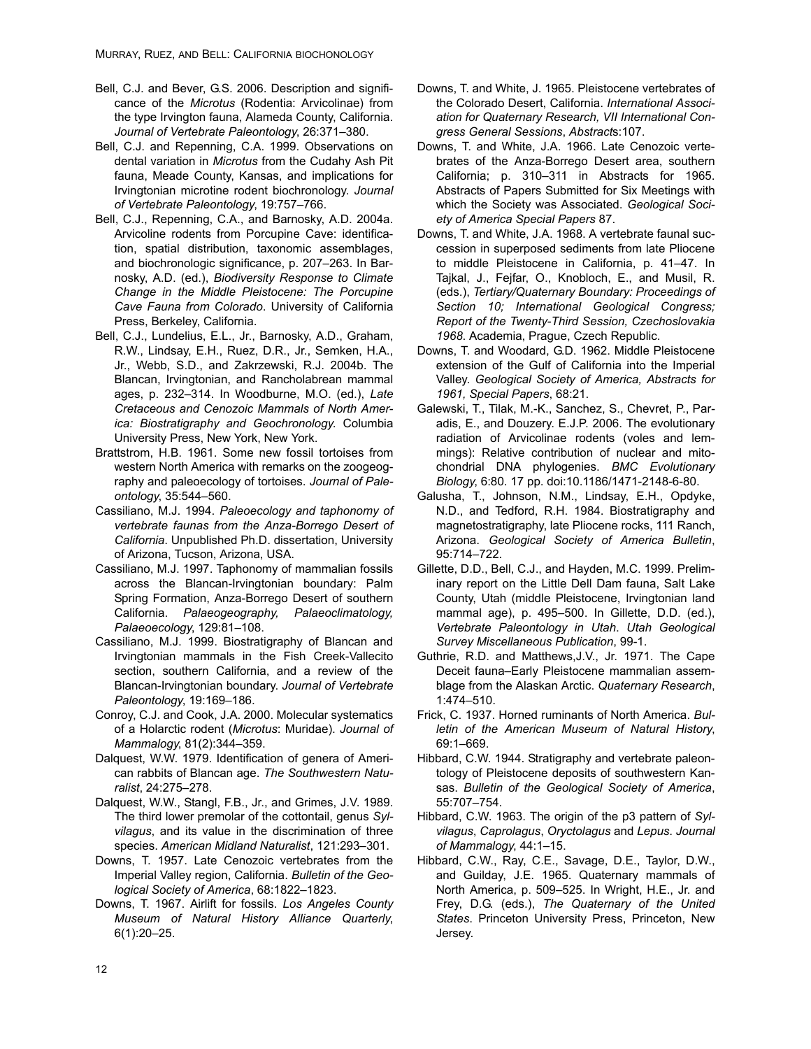Bell, C.J. and Bever, G.S. 2006. Description and significance of the *Microtus* (Rodentia: Arvicolinae) from the type Irvington fauna, Alameda County, California. *Journal of Vertebrate Paleontology*, 26:371–380.

Bell, C.J. and Repenning, C.A. 1999. Observations on dental variation in *Microtus* from the Cudahy Ash Pit fauna, Meade County, Kansas, and implications for Irvingtonian microtine rodent biochronology. *Journal of Vertebrate Paleontology*, 19:757–766.

Bell, C.J., Repenning, C.A., and Barnosky, A.D. 2004a. Arvicoline rodents from Porcupine Cave: identification, spatial distribution, taxonomic assemblages, and biochronologic significance, p. 207–263. In Barnosky, A.D. (ed.), *Biodiversity Response to Climate Change in the Middle Pleistocene: The Porcupine Cave Fauna from Colorado*. University of California Press, Berkeley, California.

Bell, C.J., Lundelius, E.L., Jr., Barnosky, A.D., Graham, R.W., Lindsay, E.H., Ruez, D.R., Jr., Semken, H.A., Jr., Webb, S.D., and Zakrzewski, R.J. 2004b. The Blancan, Irvingtonian, and Rancholabrean mammal ages, p. 232–314. In Woodburne, M.O. (ed.), *Late Cretaceous and Cenozoic Mammals of North America: Biostratigraphy and Geochronology.* Columbia University Press, New York, New York.

Brattstrom, H.B. 1961. Some new fossil tortoises from western North America with remarks on the zoogeography and paleoecology of tortoises. *Journal of Paleontology*, 35:544–560.

Cassiliano, M.J. 1994. *Paleoecology and taphonomy of vertebrate faunas from the Anza-Borrego Desert of California*. Unpublished Ph.D. dissertation, University of Arizona, Tucson, Arizona, USA.

Cassiliano, M.J. 1997. Taphonomy of mammalian fossils across the Blancan-Irvingtonian boundary: Palm Spring Formation, Anza-Borrego Desert of southern California. *Palaeogeography, Palaeoclimatology, Palaeoecology*, 129:81–108.

Cassiliano, M.J. 1999. Biostratigraphy of Blancan and Irvingtonian mammals in the Fish Creek-Vallecito section, southern California, and a review of the Blancan-Irvingtonian boundary. *Journal of Vertebrate Paleontology*, 19:169–186.

Conroy, C.J. and Cook, J.A. 2000. Molecular systematics of a Holarctic rodent (*Microtus*: Muridae). *Journal of Mammalogy*, 81(2):344–359.

Dalquest, W.W. 1979. Identification of genera of American rabbits of Blancan age. *The Southwestern Naturalist*, 24:275–278.

Dalquest, W.W., Stangl, F.B., Jr., and Grimes, J.V. 1989. The third lower premolar of the cottontail, genus *Sylvilagus*, and its value in the discrimination of three species. *American Midland Naturalist*, 121:293–301.

Downs, T. 1957. Late Cenozoic vertebrates from the Imperial Valley region, California. *Bulletin of the Geological Society of America*, 68:1822–1823.

Downs, T. 1967. Airlift for fossils. *Los Angeles County Museum of Natural History Alliance Quarterly*, 6(1):20–25.

Downs, T. and White, J. 1965. Pleistocene vertebrates of the Colorado Desert, California. *International Association for Quaternary Research, VII International Congress General Sessions*, *Abstracts*:107.

Downs, T. and White, J.A. 1966. Late Cenozoic vertebrates of the Anza-Borrego Desert area, southern California; p. 310–311 in Abstracts for 1965. Abstracts of Papers Submitted for Six Meetings with which the Society was Associated. *Geological Society of America Special Papers* 87.

Downs, T. and White, J.A. 1968. A vertebrate faunal succession in superposed sediments from late Pliocene to middle Pleistocene in California, p. 41–47. In Tajkal, J., Fejfar, O., Knobloch, E., and Musil, R. (eds.), *Tertiary/Quaternary Boundary: Proceedings of Section 10; International Geological Congress; Report of the Twenty-Third Session, Czechoslovakia 1968*. Academia, Prague, Czech Republic.

Downs, T. and Woodard, G.D. 1962. Middle Pleistocene extension of the Gulf of California into the Imperial Valley. *Geological Society of America, Abstracts for 1961, Special Papers*, 68:21.

Galewski, T., Tilak, M.-K., Sanchez, S., Chevret, P., Paradis, E., and Douzery. E.J.P. 2006. The evolutionary radiation of Arvicolinae rodents (voles and lemmings): Relative contribution of nuclear and mitochondrial DNA phylogenies. *BMC Evolutionary Biology*, 6:80. 17 pp. doi:10.1186/1471-2148-6-80.

Galusha, T., Johnson, N.M., Lindsay, E.H., Opdyke, N.D., and Tedford, R.H. 1984. Biostratigraphy and magnetostratigraphy, late Pliocene rocks, 111 Ranch, Arizona. *Geological Society of America Bulletin*, 95:714–722.

Gillette, D.D., Bell, C.J., and Hayden, M.C. 1999. Preliminary report on the Little Dell Dam fauna, Salt Lake County, Utah (middle Pleistocene, Irvingtonian land mammal age), p. 495–500. In Gillette, D.D. (ed.), *Vertebrate Paleontology in Utah*. *Utah Geological Survey Miscellaneous Publication*, 99-1.

Guthrie, R.D. and Matthews,J.V., Jr. 1971. The Cape Deceit fauna–Early Pleistocene mammalian assemblage from the Alaskan Arctic. *Quaternary Research*, 1:474–510.

Frick, C. 1937. Horned ruminants of North America. *Bulletin of the American Museum of Natural History*, 69:1–669.

Hibbard, C.W. 1944. Stratigraphy and vertebrate paleontology of Pleistocene deposits of southwestern Kansas. *Bulletin of the Geological Society of America*, 55:707–754.

Hibbard, C.W. 1963. The origin of the p3 pattern of *Sylvilagus*, *Caprolagus*, *Oryctolagus* and *Lepus*. *Journal of Mammalogy*, 44:1–15.

Hibbard, C.W., Ray, C.E., Savage, D.E., Taylor, D.W., and Guilday, J.E. 1965. Quaternary mammals of North America, p. 509–525. In Wright, H.E., Jr. and Frey, D.G. (eds.), *The Quaternary of the United States*. Princeton University Press, Princeton, New Jersey.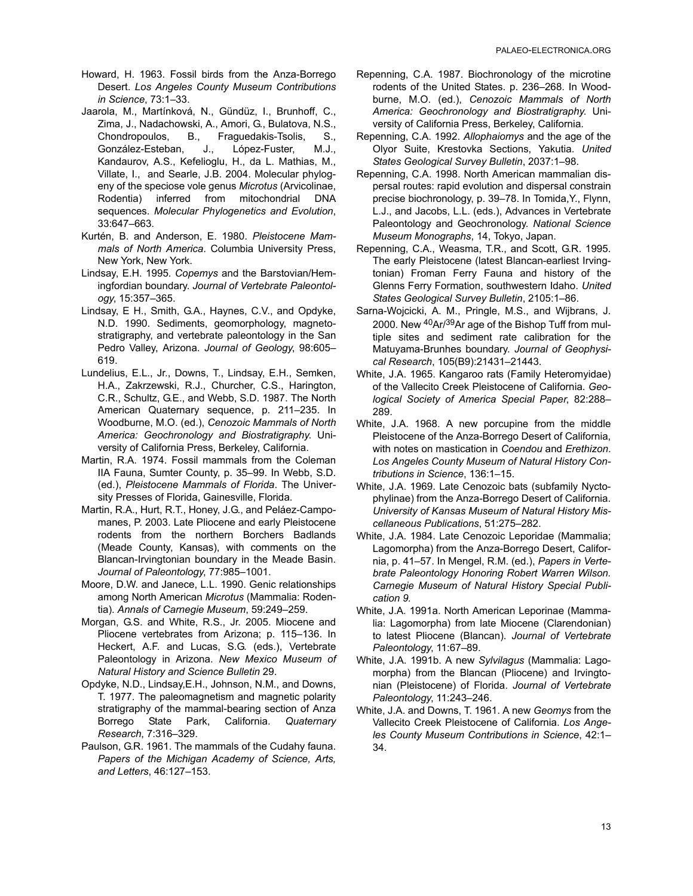Howard, H. 1963. Fossil birds from the Anza-Borrego Desert. *Los Angeles County Museum Contributions in Science*, 73:1–33.

Jaarola, M., Martínková, N., Gündüz, I., Brunhoff, C., Zima, J., Nadachowski, A., Amori, G., Bulatova, N.S., Chondropoulos, B., Fraguedakis-Tsolis, S., González-Esteban, J., López-Fuster, M.J., Kandaurov, A.S., Kefelioglu, H., da L. Mathias, M., Villate, I., and Searle, J.B. 2004. Molecular phylogeny of the speciose vole genus *Microtus* (Arvicolinae, Rodentia) inferred from mitochondrial DNA sequences. *Molecular Phylogenetics and Evolution*, 33:647–663.

Kurtén, B. and Anderson, E. 1980. *Pleistocene Mammals of North America*. Columbia University Press, New York, New York.

Lindsay, E.H. 1995. *Copemys* and the Barstovian/Hemingfordian boundary. *Journal of Vertebrate Paleontology*, 15:357–365.

Lindsay, E H., Smith, G.A., Haynes, C.V., and Opdyke, N.D. 1990. Sediments, geomorphology, magnetostratigraphy, and vertebrate paleontology in the San Pedro Valley, Arizona. *Journal of Geology*, 98:605–619.

Lundelius, E.L., Jr., Downs, T., Lindsay, E.H., Semken, H.A., Zakrzewski, R.J., Churcher, C.S., Harington, C.R., Schultz, G.E., and Webb, S.D. 1987. The North American Quaternary sequence, p. 211–235. In Woodburne, M.O. (ed.), *Cenozoic Mammals of North America: Geochronology and Biostratigraphy*. University of California Press, Berkeley, California.

Martin, R.A. 1974. Fossil mammals from the Coleman IIA Fauna, Sumter County, p. 35–99. In Webb, S.D. (ed.), *Pleistocene Mammals of Florida*. The University Presses of Florida, Gainesville, Florida.

Martin, R.A., Hurt, R.T., Honey, J.G., and Peláez-Campomanes, P. 2003. Late Pliocene and early Pleistocene rodents from the northern Borchers Badlands (Meade County, Kansas), with comments on the Blancan-Irvingtonian boundary in the Meade Basin. *Journal of Paleontology*, 77:985–1001.

Moore, D.W. and Janece, L.L. 1990. Genic relationships among North American *Microtus* (Mammalia: Rodentia). *Annals of Carnegie Museum*, 59:249–259.

Morgan, G.S. and White, R.S., Jr. 2005. Miocene and Pliocene vertebrates from Arizona; p. 115–136. In Heckert, A.F. and Lucas, S.G. (eds.), Vertebrate Paleontology in Arizona. *New Mexico Museum of Natural History and Science Bulletin* 29.

Opdyke, N.D., Lindsay,E.H., Johnson, N.M., and Downs, T. 1977. The paleomagnetism and magnetic polarity stratigraphy of the mammal-bearing section of Anza Borrego State Park, California. *Quaternary Research*, 7:316–329.

Paulson, G.R. 1961. The mammals of the Cudahy fauna. *Papers of the Michigan Academy of Science, Arts, and Letters*, 46:127–153.

Repenning, C.A. 1987. Biochronology of the microtine rodents of the United States. p. 236–268. In Woodburne, M.O. (ed.), *Cenozoic Mammals of North America: Geochronology and Biostratigraphy*. University of California Press, Berkeley, California.

Repenning, C.A. 1992. *Allophaiomys* and the age of the Olyor Suite, Krestovka Sections, Yakutia. *United States Geological Survey Bulletin*, 2037:1–98.

Repenning, C.A. 1998. North American mammalian dispersal routes: rapid evolution and dispersal constrain precise biochronology, p. 39–78. In Tomida,Y., Flynn, L.J., and Jacobs, L.L. (eds.), Advances in Vertebrate Paleontology and Geochronology. *National Science Museum Monographs*, 14, Tokyo, Japan.

Repenning, C.A., Weasma, T.R., and Scott, G.R. 1995. The early Pleistocene (latest Blancan-earliest Irvingtonian) Froman Ferry Fauna and history of the Glenns Ferry Formation, southwestern Idaho. *United States Geological Survey Bulletin*, 2105:1–86.

Sarna-Wojcicki, A. M., Pringle, M.S., and Wijbrans, J. 2000. New $^{40}Ar/^{39}Ar$ age of the Bishop Tuff from multiple sites and sediment rate calibration for the Matuyama-Brunhes boundary. *Journal of Geophysical Research*, 105(B9):21431–21443.

White, J.A. 1965. Kangaroo rats (Family Heteromyidae) of the Vallecito Creek Pleistocene of California. *Geological Society of America Special Paper*, 82:288–289.

White, J.A. 1968. A new porcupine from the middle Pleistocene of the Anza-Borrego Desert of California, with notes on mastication in *Coendou* and *Erethizon*. *Los Angeles County Museum of Natural History Contributions in Science*, 136:1–15.

White, J.A. 1969. Late Cenozoic bats (subfamily Nyctophylinae) from the Anza-Borrego Desert of California. *University of Kansas Museum of Natural History Miscellaneous Publications*, 51:275–282.

White, J.A. 1984. Late Cenozoic Leporidae (Mammalia; Lagomorpha) from the Anza-Borrego Desert, California, p. 41–57. In Mengel, R.M. (ed.), *Papers in Vertebrate Paleontology Honoring Robert Warren Wilson. Carnegie Museum of Natural History Special Publication 9.*

White, J.A. 1991a. North American Leporinae (Mammalia: Lagomorpha) from late Miocene (Clarendonian) to latest Pliocene (Blancan). *Journal of Vertebrate Paleontology*, 11:67–89.

White, J.A. 1991b. A new *Sylvilagus* (Mammalia: Lagomorpha) from the Blancan (Pliocene) and Irvingtonian (Pleistocene) of Florida. *Journal of Vertebrate Paleontology*, 11:243–246.

White, J.A. and Downs, T. 1961. A new *Geomys* from the Vallecito Creek Pleistocene of California. *Los Angeles County Museum Contributions in Science*, 42:1–34.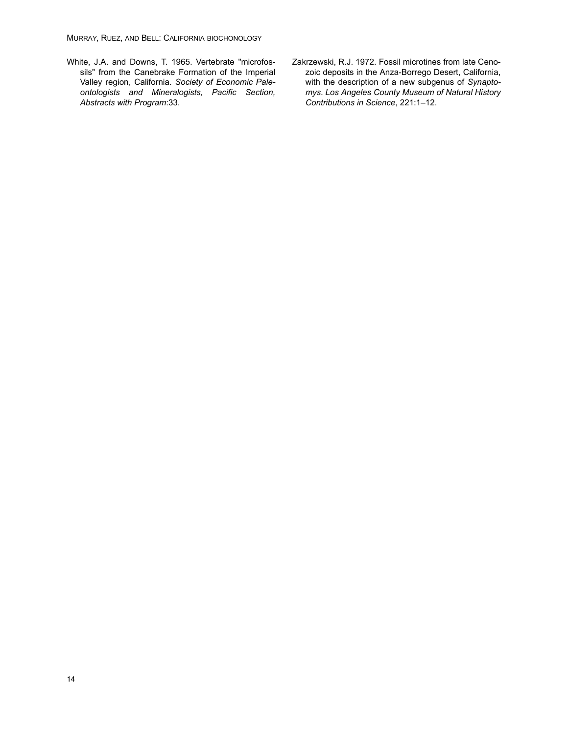White, J.A. and Downs, T. 1965. Vertebrate "microfossils" from the Canebrake Formation of the Imperial Valley region, California. *Society of Economic Paleontologists and Mineralogists, Pacific Section, Abstracts with Program*:33.

Zakrzewski, R.J. 1972. Fossil microtines from late Cenozoic deposits in the Anza-Borrego Desert, California, with the description of a new subgenus of *Synaptomys*. *Los Angeles County Museum of Natural History Contributions in Science*, 221:1–12.